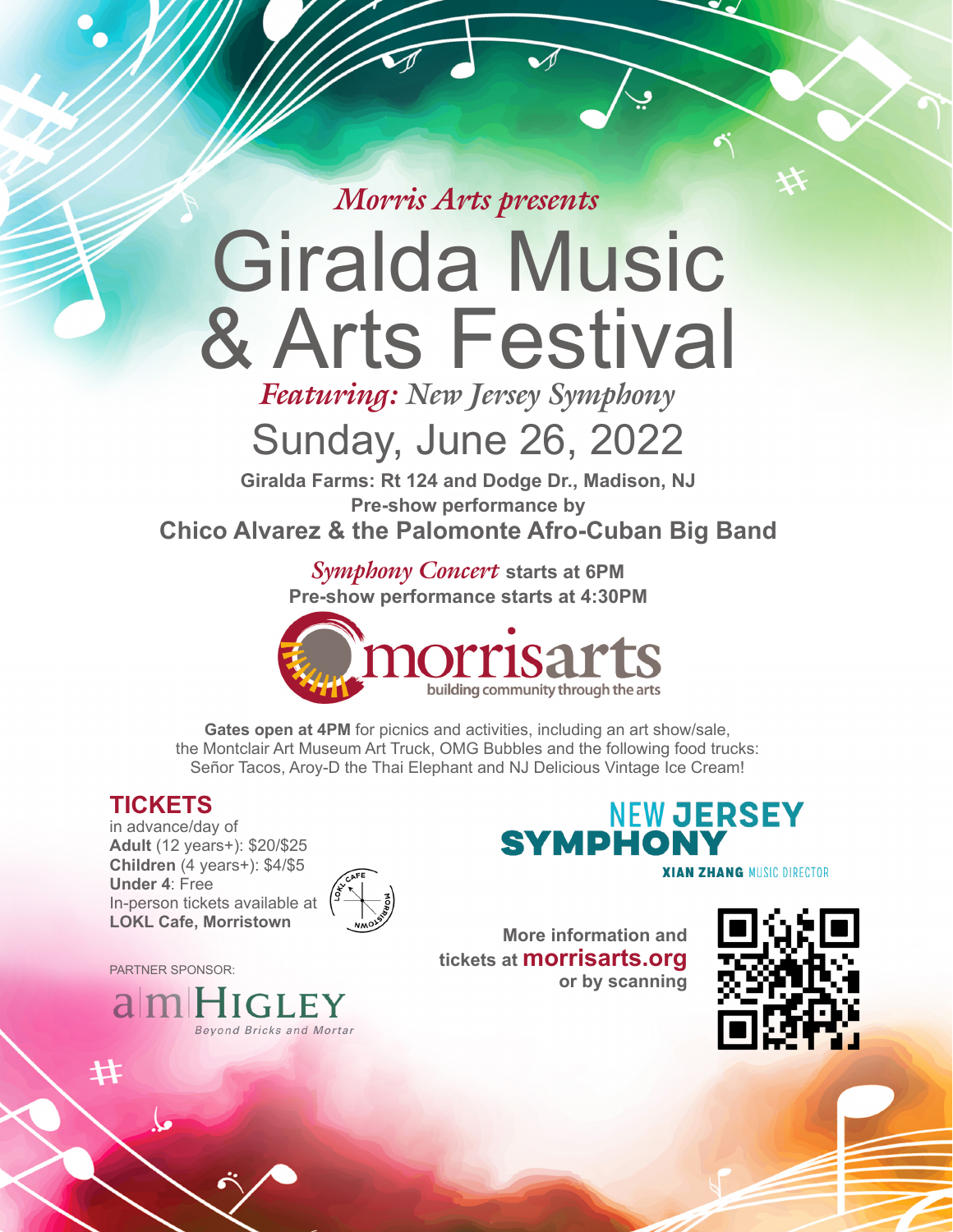*Morris Arts presents*

# Giralda Music & Arts Festival

*Featuring: New Jersey Symphony*

## Sunday, June 26, 2022

**Giralda Farms: Rt 124 and Dodge Dr., Madison, NJ**

**Pre-show performance by**

**Chico Alvarez & the Palomonte Afro-Cuban Big Band**

*Symphony Concert* **starts at 6PM**

**Pre-show performance starts at 4:30PM**

morrisarts
building community through the arts

**Gates open at 4PM** for picnics and activities, including an art show/sale, the Montclair Art Museum Art Truck, OMG Bubbles and the following food trucks: Señor Tacos, Aroy-D the Thai Elephant and NJ Delicious Vintage Ice Cream!

## TICKETS

in advance/day of
**Adult** (12 years+): $20/$25
**Children** (4 years+): $4/$5
**Under 4**: Free
In-person tickets available at
**LOKL Cafe, Morristown**

LOKL CAFE MORRISTOWN

PARTNER SPONSOR:

am HIGLEY
Beyond Bricks and Mortar

NEW JERSEY SYMPHONY
XIAN ZHANG MUSIC DIRECTOR

**More information and tickets at morrisarts.org or by scanning**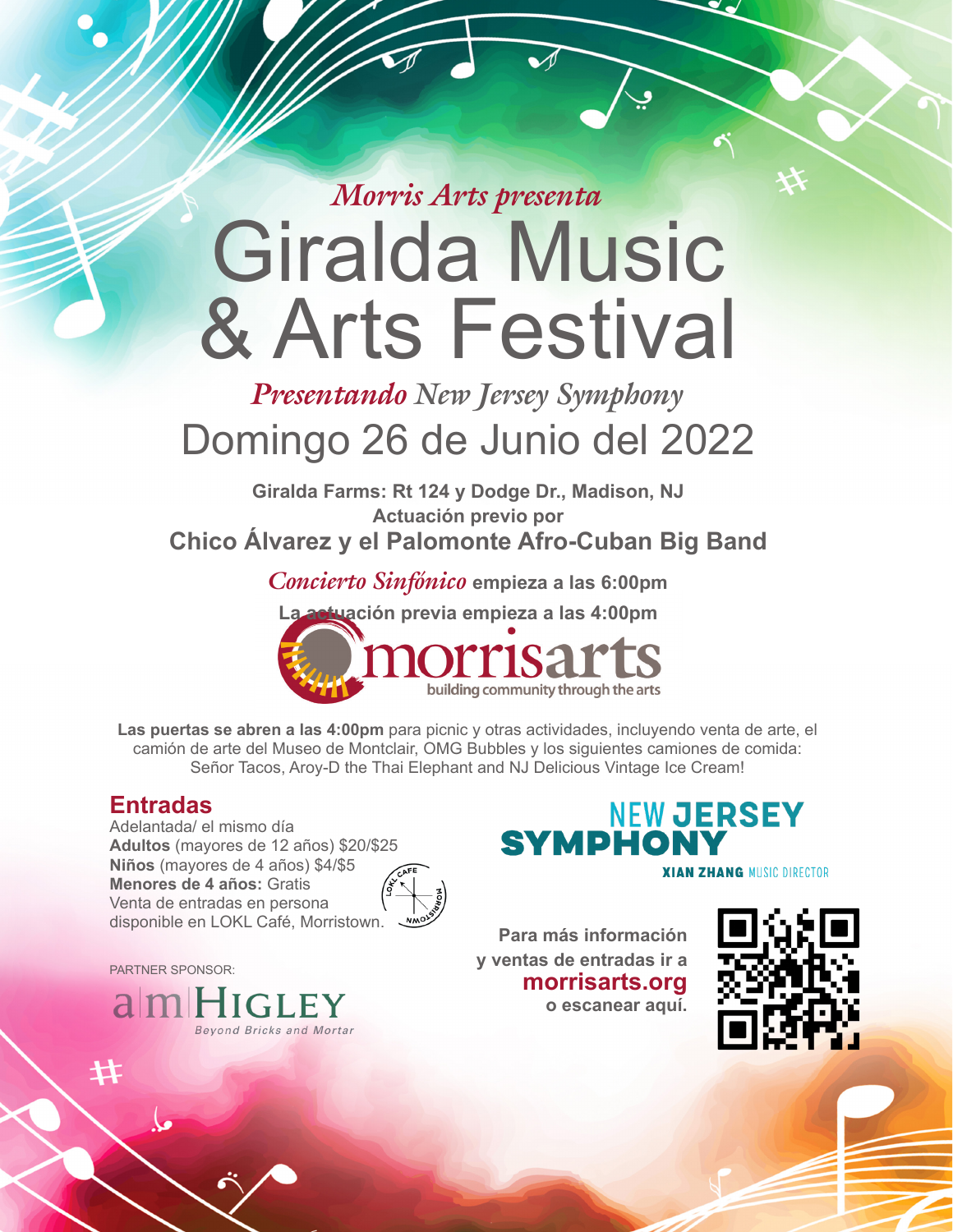*Morris Arts presenta*

# Giralda Music & Arts Festival

*Presentando* New Jersey Symphony

## Domingo 26 de Junio del 2022

**Giralda Farms: Rt 124 y Dodge Dr., Madison, NJ**

**Actuación previo por**

**Chico Álvarez y el Palomonte Afro-Cuban Big Band**

*Concierto Sinfónico* **empieza a las 6:00pm**

**La actuación previa empieza a las 4:00pm**

morrisarts
building community through the arts

**Las puertas se abren a las 4:00pm** para picnic y otras actividades, incluyendo venta de arte, el camión de arte del Museo de Montclair, OMG Bubbles y los siguientes camiones de comida: Señor Tacos, Aroy-D the Thai Elephant and NJ Delicious Vintage Ice Cream!

## Entradas

Adelantada/ el mismo día

**Adultos** (mayores de 12 años) $20/$25

**Niños** (mayores de 4 años) $4/$5

**Menores de 4 años:** Gratis

Venta de entradas en persona disponible en LOKL Café, Morristown.

NEW JERSEY SYMPHONY
XIAN ZHANG MUSIC DIRECTOR

PARTNER SPONSOR:

am HIGLEY
Beyond Bricks and Mortar

**Para más información y ventas de entradas ir a morrisarts.org o escanear aquí.**